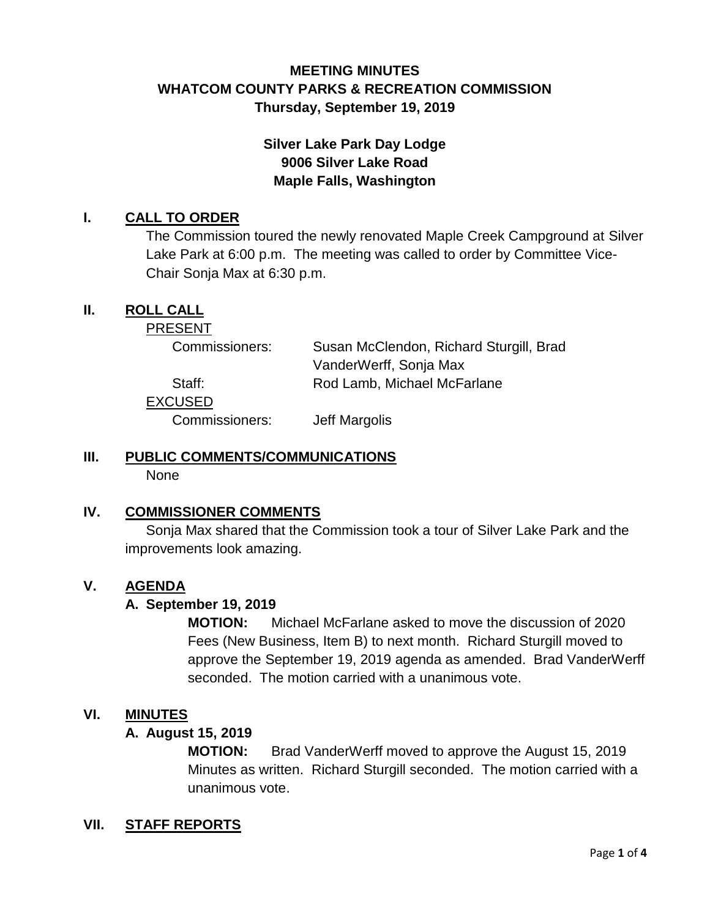# MEETING MINUTES
# WHATCOM COUNTY PARKS & RECREATION COMMISSION
## Thursday, September 19, 2019

**Silver Lake Park Day Lodge**
**9006 Silver Lake Road**
**Maple Falls, Washington**

## I. CALL TO ORDER

The Commission toured the newly renovated Maple Creek Campground at Silver Lake Park at 6:00 p.m. The meeting was called to order by Committee Vice-Chair Sonja Max at 6:30 p.m.

## II. ROLL CALL

PRESENT

| | |
|---|---|
| Commissioners: | Susan McClendon, Richard Sturgill, Brad VanderWerff, Sonja Max |
| Staff: | Rod Lamb, Michael McFarlane |

EXCUSED

| | |
|---|---|
| Commissioners: | Jeff Margolis |

## III. PUBLIC COMMENTS/COMMUNICATIONS

None

## IV. COMMISSIONER COMMENTS

Sonja Max shared that the Commission took a tour of Silver Lake Park and the improvements look amazing.

## V. AGENDA

### A. September 19, 2019

**MOTION:** Michael McFarlane asked to move the discussion of 2020 Fees (New Business, Item B) to next month. Richard Sturgill moved to approve the September 19, 2019 agenda as amended. Brad VanderWerff seconded. The motion carried with a unanimous vote.

## VI. MINUTES

### A. August 15, 2019

**MOTION:** Brad VanderWerff moved to approve the August 15, 2019 Minutes as written. Richard Sturgill seconded. The motion carried with a unanimous vote.

## VII. STAFF REPORTS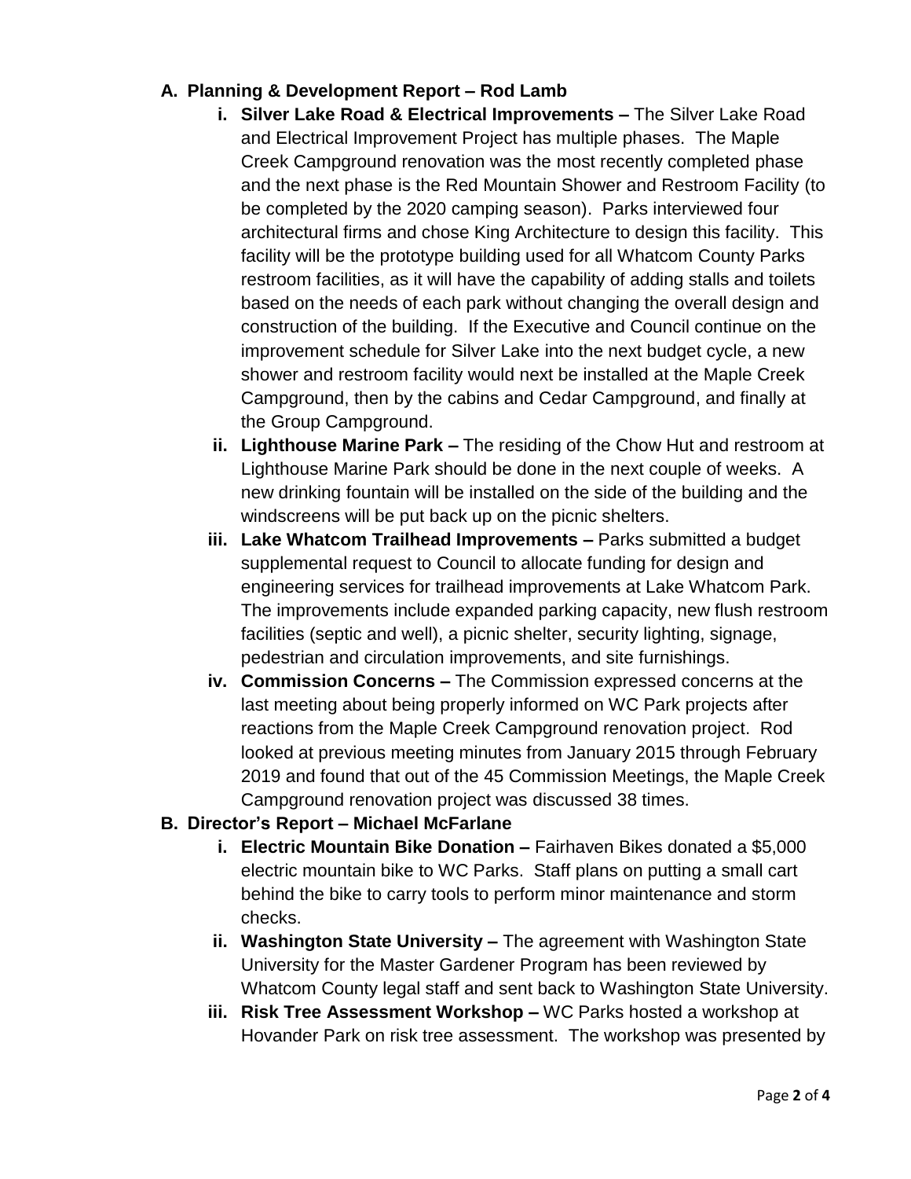A. **Planning & Development Report – Rod Lamb**

   i. **Silver Lake Road & Electrical Improvements –** The Silver Lake Road and Electrical Improvement Project has multiple phases. The Maple Creek Campground renovation was the most recently completed phase and the next phase is the Red Mountain Shower and Restroom Facility (to be completed by the 2020 camping season). Parks interviewed four architectural firms and chose King Architecture to design this facility. This facility will be the prototype building used for all Whatcom County Parks restroom facilities, as it will have the capability of adding stalls and toilets based on the needs of each park without changing the overall design and construction of the building. If the Executive and Council continue on the improvement schedule for Silver Lake into the next budget cycle, a new shower and restroom facility would next be installed at the Maple Creek Campground, then by the cabins and Cedar Campground, and finally at the Group Campground.

   ii. **Lighthouse Marine Park –** The residing of the Chow Hut and restroom at Lighthouse Marine Park should be done in the next couple of weeks. A new drinking fountain will be installed on the side of the building and the windscreens will be put back up on the picnic shelters.

   iii. **Lake Whatcom Trailhead Improvements –** Parks submitted a budget supplemental request to Council to allocate funding for design and engineering services for trailhead improvements at Lake Whatcom Park. The improvements include expanded parking capacity, new flush restroom facilities (septic and well), a picnic shelter, security lighting, signage, pedestrian and circulation improvements, and site furnishings.

   iv. **Commission Concerns –** The Commission expressed concerns at the last meeting about being properly informed on WC Park projects after reactions from the Maple Creek Campground renovation project. Rod looked at previous meeting minutes from January 2015 through February 2019 and found that out of the 45 Commission Meetings, the Maple Creek Campground renovation project was discussed 38 times.

B. **Director's Report – Michael McFarlane**

   i. **Electric Mountain Bike Donation –** Fairhaven Bikes donated a $5,000 electric mountain bike to WC Parks. Staff plans on putting a small cart behind the bike to carry tools to perform minor maintenance and storm checks.

   ii. **Washington State University –** The agreement with Washington State University for the Master Gardener Program has been reviewed by Whatcom County legal staff and sent back to Washington State University.

   iii. **Risk Tree Assessment Workshop –** WC Parks hosted a workshop at Hovander Park on risk tree assessment. The workshop was presented by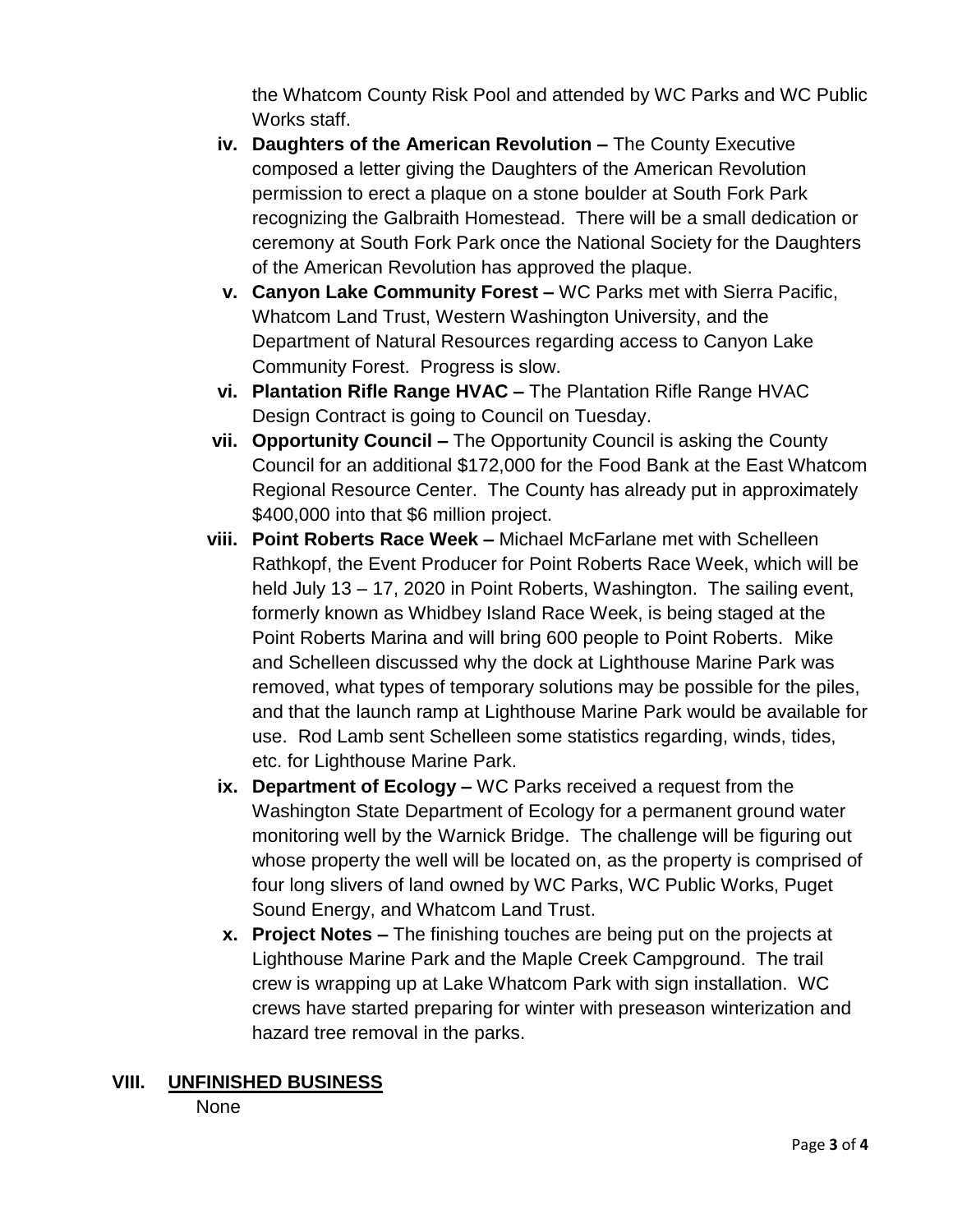the Whatcom County Risk Pool and attended by WC Parks and WC Public Works staff.

iv. **Daughters of the American Revolution –** The County Executive composed a letter giving the Daughters of the American Revolution permission to erect a plaque on a stone boulder at South Fork Park recognizing the Galbraith Homestead. There will be a small dedication or ceremony at South Fork Park once the National Society for the Daughters of the American Revolution has approved the plaque.

v. **Canyon Lake Community Forest –** WC Parks met with Sierra Pacific, Whatcom Land Trust, Western Washington University, and the Department of Natural Resources regarding access to Canyon Lake Community Forest. Progress is slow.

vi. **Plantation Rifle Range HVAC –** The Plantation Rifle Range HVAC Design Contract is going to Council on Tuesday.

vii. **Opportunity Council –** The Opportunity Council is asking the County Council for an additional $172,000 for the Food Bank at the East Whatcom Regional Resource Center. The County has already put in approximately $400,000 into that $6 million project.

viii. **Point Roberts Race Week –** Michael McFarlane met with Schelleen Rathkopf, the Event Producer for Point Roberts Race Week, which will be held July 13 – 17, 2020 in Point Roberts, Washington. The sailing event, formerly known as Whidbey Island Race Week, is being staged at the Point Roberts Marina and will bring 600 people to Point Roberts. Mike and Schelleen discussed why the dock at Lighthouse Marine Park was removed, what types of temporary solutions may be possible for the piles, and that the launch ramp at Lighthouse Marine Park would be available for use. Rod Lamb sent Schelleen some statistics regarding, winds, tides, etc. for Lighthouse Marine Park.

ix. **Department of Ecology –** WC Parks received a request from the Washington State Department of Ecology for a permanent ground water monitoring well by the Warnick Bridge. The challenge will be figuring out whose property the well will be located on, as the property is comprised of four long slivers of land owned by WC Parks, WC Public Works, Puget Sound Energy, and Whatcom Land Trust.

x. **Project Notes –** The finishing touches are being put on the projects at Lighthouse Marine Park and the Maple Creek Campground. The trail crew is wrapping up at Lake Whatcom Park with sign installation. WC crews have started preparing for winter with preseason winterization and hazard tree removal in the parks.

## VIII. UNFINISHED BUSINESS

None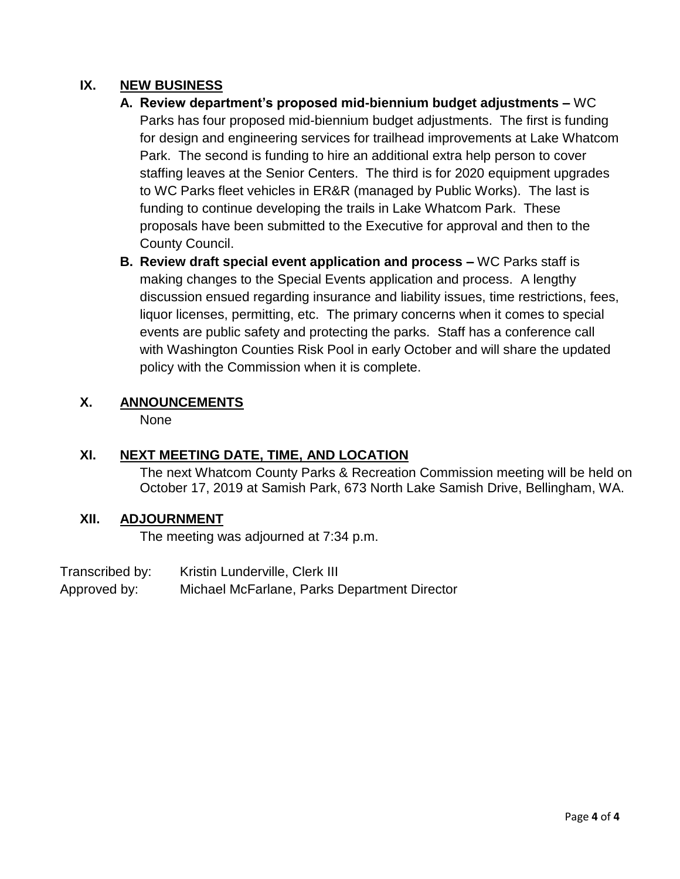## IX. NEW BUSINESS

**A. Review department's proposed mid-biennium budget adjustments –** WC Parks has four proposed mid-biennium budget adjustments. The first is funding for design and engineering services for trailhead improvements at Lake Whatcom Park. The second is funding to hire an additional extra help person to cover staffing leaves at the Senior Centers. The third is for 2020 equipment upgrades to WC Parks fleet vehicles in ER&R (managed by Public Works). The last is funding to continue developing the trails in Lake Whatcom Park. These proposals have been submitted to the Executive for approval and then to the County Council.

**B. Review draft special event application and process –** WC Parks staff is making changes to the Special Events application and process. A lengthy discussion ensued regarding insurance and liability issues, time restrictions, fees, liquor licenses, permitting, etc. The primary concerns when it comes to special events are public safety and protecting the parks. Staff has a conference call with Washington Counties Risk Pool in early October and will share the updated policy with the Commission when it is complete.

## X. ANNOUNCEMENTS

None

## XI. NEXT MEETING DATE, TIME, AND LOCATION

The next Whatcom County Parks & Recreation Commission meeting will be held on October 17, 2019 at Samish Park, 673 North Lake Samish Drive, Bellingham, WA.

## XII. ADJOURNMENT

The meeting was adjourned at 7:34 p.m.

Transcribed by: Kristin Lunderville, Clerk III
Approved by: Michael McFarlane, Parks Department Director